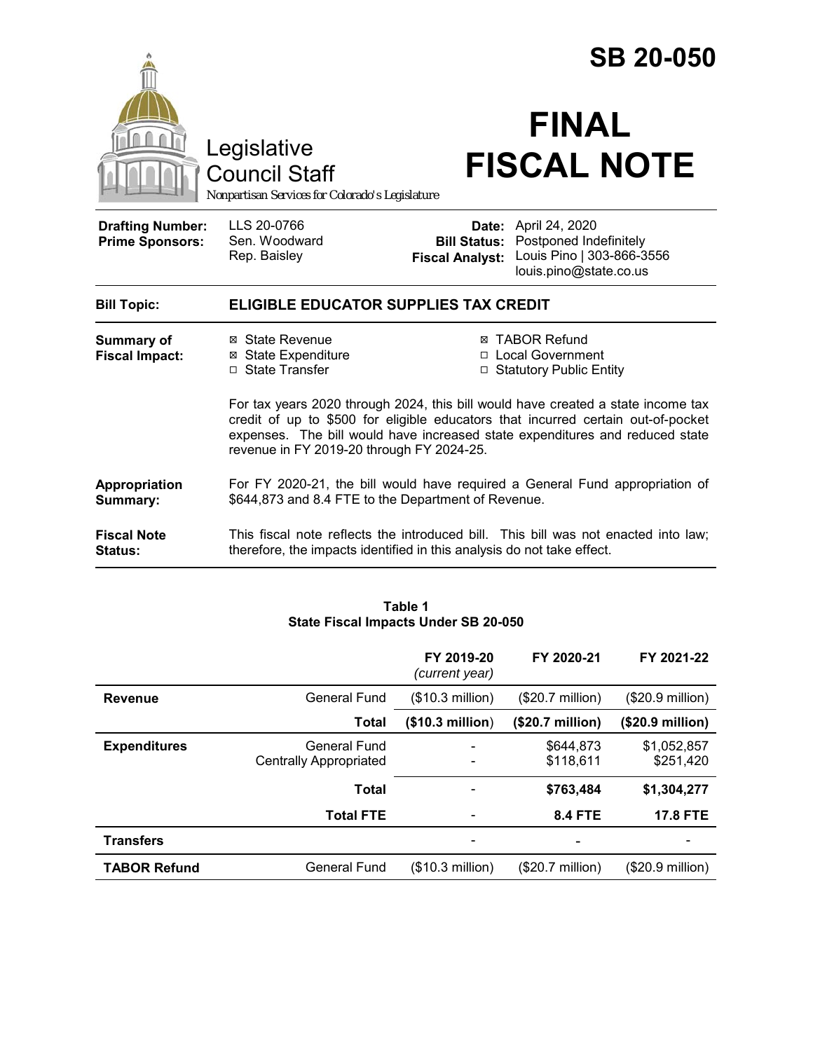# SB 20-050

Legislative Council Staff

*Nonpartisan Services for Colorado's Legislature*

# FINAL FISCAL NOTE

| | | | |
|---|---|---|---|
| **Drafting Number:** | LLS 20-0766 | **Date:** | April 24, 2020 |
| **Prime Sponsors:** | Sen. Woodward<br>Rep. Baisley | **Bill Status:** | Postponed Indefinitely |
| | | **Fiscal Analyst:** | Louis Pino \| 303-866-3556<br>louis.pino@state.co.us |

**Bill Topic:** **ELIGIBLE EDUCATOR SUPPLIES TAX CREDIT**

**Summary of Fiscal Impact:**

- ☒ State Revenue
- ☒ State Expenditure
- ☐ State Transfer
- ☒ TABOR Refund
- ☐ Local Government
- ☐ Statutory Public Entity

For tax years 2020 through 2024, this bill would have created a state income tax credit of up to $500 for eligible educators that incurred certain out-of-pocket expenses. The bill would have increased state expenditures and reduced state revenue in FY 2019-20 through FY 2024-25.

**Appropriation Summary:** For FY 2020-21, the bill would have required a General Fund appropriation of $644,873 and 8.4 FTE to the Department of Revenue.

**Fiscal Note Status:** This fiscal note reflects the introduced bill. This bill was not enacted into law; therefore, the impacts identified in this analysis do not take effect.

**Table 1**
**State Fiscal Impacts Under SB 20-050**

| | | FY 2019-20 *(current year)* | FY 2020-21 | FY 2021-22 |
|---|---|---|---|---|
| **Revenue** | General Fund | ($10.3 million) | ($20.7 million) | ($20.9 million) |
| | **Total** | **($10.3 million)** | **($20.7 million)** | **($20.9 million)** |
| **Expenditures** | General Fund<br>Centrally Appropriated | -<br>- | $644,873<br>$118,611 | $1,052,857<br>$251,420 |
| | **Total** | - | **$763,484** | **$1,304,277** |
| | **Total FTE** | - | **8.4 FTE** | **17.8 FTE** |
| **Transfers** | | - | - | - |
| **TABOR Refund** | General Fund | ($10.3 million) | ($20.7 million) | ($20.9 million) |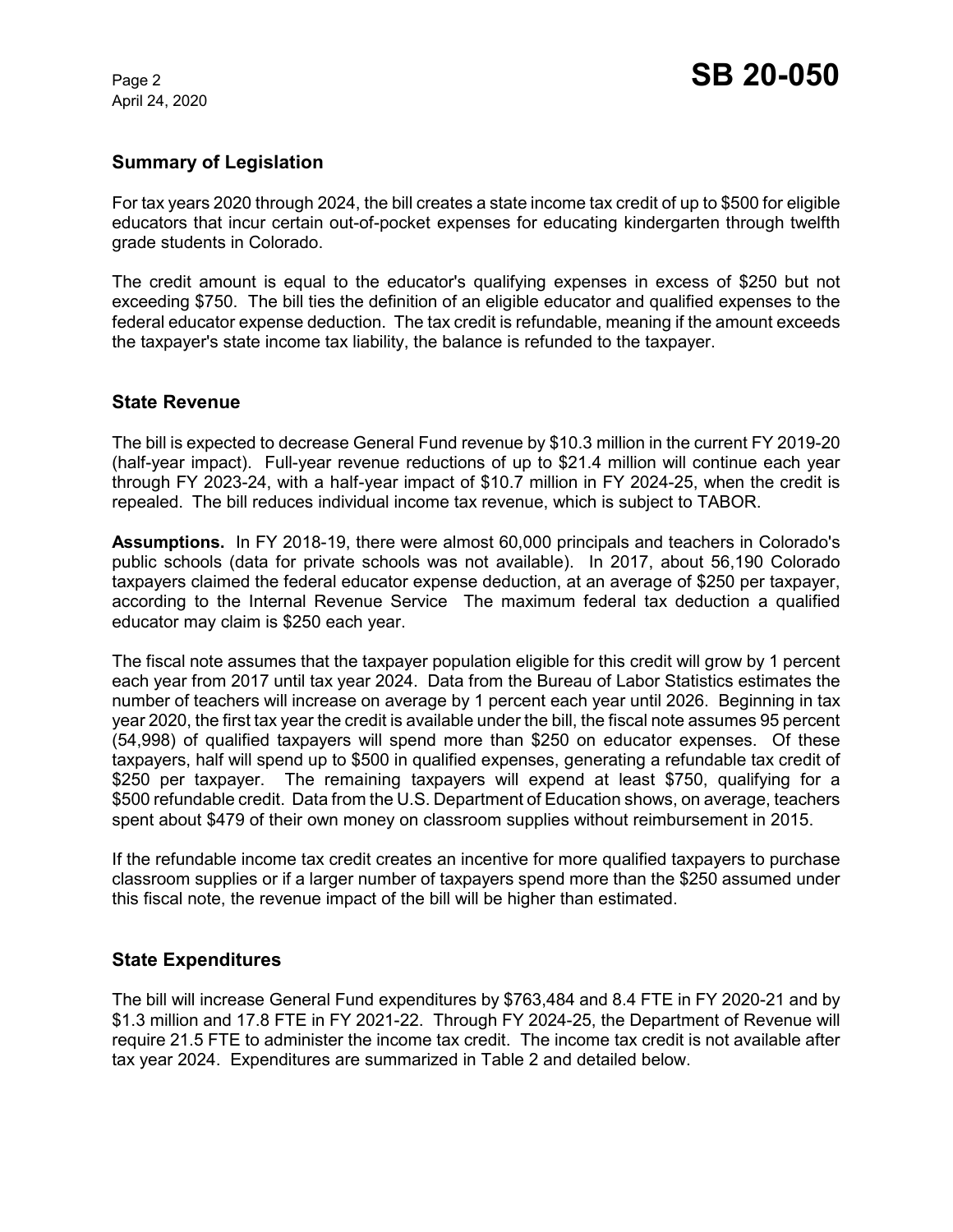## Summary of Legislation

For tax years 2020 through 2024, the bill creates a state income tax credit of up to $500 for eligible educators that incur certain out-of-pocket expenses for educating kindergarten through twelfth grade students in Colorado.

The credit amount is equal to the educator's qualifying expenses in excess of $250 but not exceeding $750. The bill ties the definition of an eligible educator and qualified expenses to the federal educator expense deduction. The tax credit is refundable, meaning if the amount exceeds the taxpayer's state income tax liability, the balance is refunded to the taxpayer.

## State Revenue

The bill is expected to decrease General Fund revenue by $10.3 million in the current FY 2019-20 (half-year impact). Full-year revenue reductions of up to $21.4 million will continue each year through FY 2023-24, with a half-year impact of $10.7 million in FY 2024-25, when the credit is repealed. The bill reduces individual income tax revenue, which is subject to TABOR.

**Assumptions.** In FY 2018-19, there were almost 60,000 principals and teachers in Colorado's public schools (data for private schools was not available). In 2017, about 56,190 Colorado taxpayers claimed the federal educator expense deduction, at an average of $250 per taxpayer, according to the Internal Revenue Service The maximum federal tax deduction a qualified educator may claim is $250 each year.

The fiscal note assumes that the taxpayer population eligible for this credit will grow by 1 percent each year from 2017 until tax year 2024. Data from the Bureau of Labor Statistics estimates the number of teachers will increase on average by 1 percent each year until 2026. Beginning in tax year 2020, the first tax year the credit is available under the bill, the fiscal note assumes 95 percent (54,998) of qualified taxpayers will spend more than $250 on educator expenses. Of these taxpayers, half will spend up to $500 in qualified expenses, generating a refundable tax credit of $250 per taxpayer. The remaining taxpayers will expend at least $750, qualifying for a $500 refundable credit. Data from the U.S. Department of Education shows, on average, teachers spent about $479 of their own money on classroom supplies without reimbursement in 2015.

If the refundable income tax credit creates an incentive for more qualified taxpayers to purchase classroom supplies or if a larger number of taxpayers spend more than the $250 assumed under this fiscal note, the revenue impact of the bill will be higher than estimated.

## State Expenditures

The bill will increase General Fund expenditures by $763,484 and 8.4 FTE in FY 2020-21 and by $1.3 million and 17.8 FTE in FY 2021-22. Through FY 2024-25, the Department of Revenue will require 21.5 FTE to administer the income tax credit. The income tax credit is not available after tax year 2024. Expenditures are summarized in Table 2 and detailed below.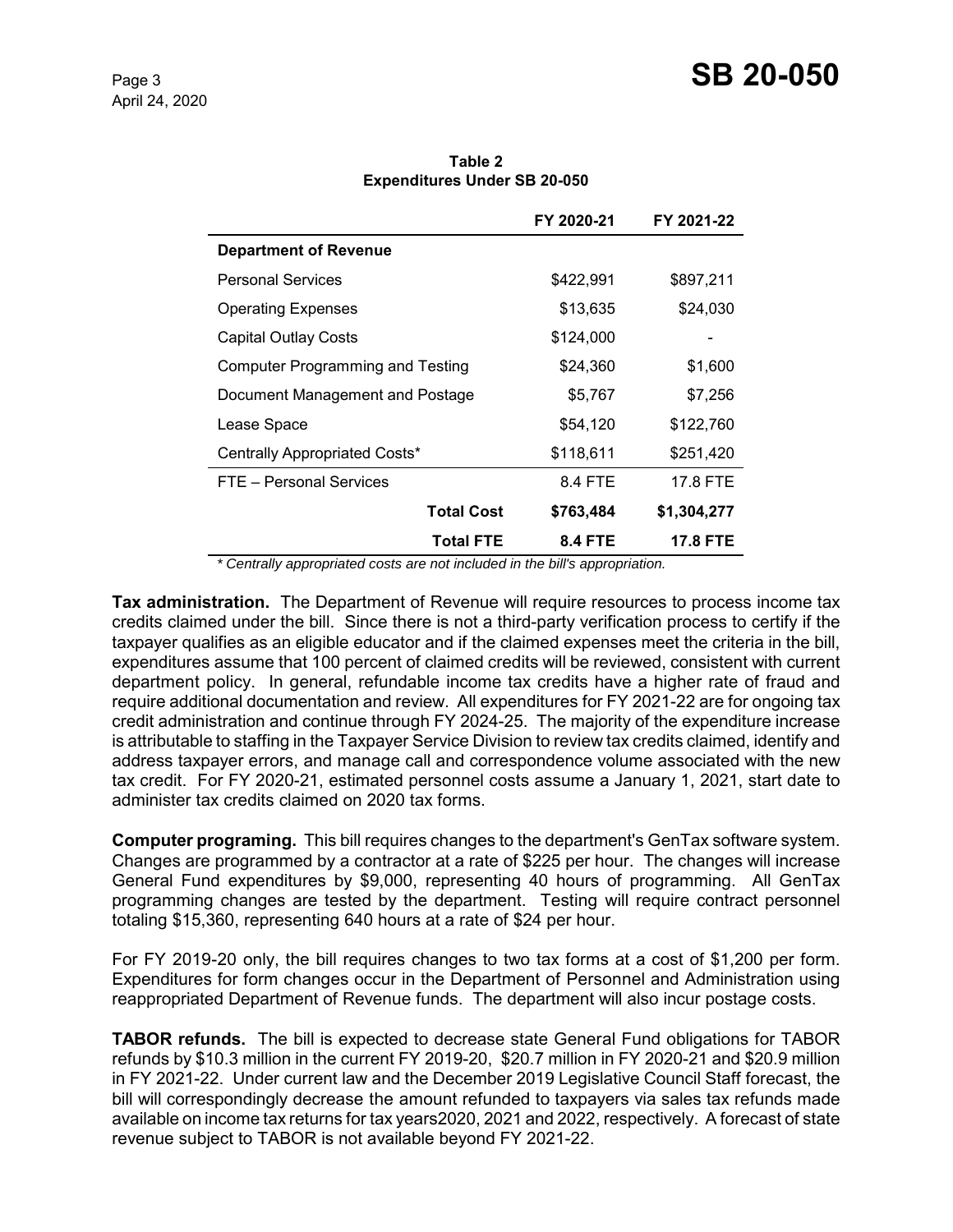**Table 2**
**Expenditures Under SB 20-050**

| | FY 2020-21 | FY 2021-22 |
|---|---|---|
| **Department of Revenue** | | |
| Personal Services | $422,991 | $897,211 |
| Operating Expenses | $13,635 | $24,030 |
| Capital Outlay Costs | $124,000 | - |
| Computer Programming and Testing | $24,360 | $1,600 |
| Document Management and Postage | $5,767 | $7,256 |
| Lease Space | $54,120 | $122,760 |
| Centrally Appropriated Costs* | $118,611 | $251,420 |
| FTE – Personal Services | 8.4 FTE | 17.8 FTE |
| **Total Cost** | **$763,484** | **$1,304,277** |
| **Total FTE** | **8.4 FTE** | **17.8 FTE** |

*\* Centrally appropriated costs are not included in the bill's appropriation.*

**Tax administration.** The Department of Revenue will require resources to process income tax credits claimed under the bill. Since there is not a third-party verification process to certify if the taxpayer qualifies as an eligible educator and if the claimed expenses meet the criteria in the bill, expenditures assume that 100 percent of claimed credits will be reviewed, consistent with current department policy. In general, refundable income tax credits have a higher rate of fraud and require additional documentation and review. All expenditures for FY 2021-22 are for ongoing tax credit administration and continue through FY 2024-25. The majority of the expenditure increase is attributable to staffing in the Taxpayer Service Division to review tax credits claimed, identify and address taxpayer errors, and manage call and correspondence volume associated with the new tax credit. For FY 2020-21, estimated personnel costs assume a January 1, 2021, start date to administer tax credits claimed on 2020 tax forms.

**Computer programing.** This bill requires changes to the department's GenTax software system. Changes are programmed by a contractor at a rate of $225 per hour. The changes will increase General Fund expenditures by $9,000, representing 40 hours of programming. All GenTax programming changes are tested by the department. Testing will require contract personnel totaling $15,360, representing 640 hours at a rate of $24 per hour.

For FY 2019-20 only, the bill requires changes to two tax forms at a cost of $1,200 per form. Expenditures for form changes occur in the Department of Personnel and Administration using reappropriated Department of Revenue funds. The department will also incur postage costs.

**TABOR refunds.** The bill is expected to decrease state General Fund obligations for TABOR refunds by $10.3 million in the current FY 2019-20, $20.7 million in FY 2020-21 and $20.9 million in FY 2021-22. Under current law and the December 2019 Legislative Council Staff forecast, the bill will correspondingly decrease the amount refunded to taxpayers via sales tax refunds made available on income tax returns for tax years2020, 2021 and 2022, respectively. A forecast of state revenue subject to TABOR is not available beyond FY 2021-22.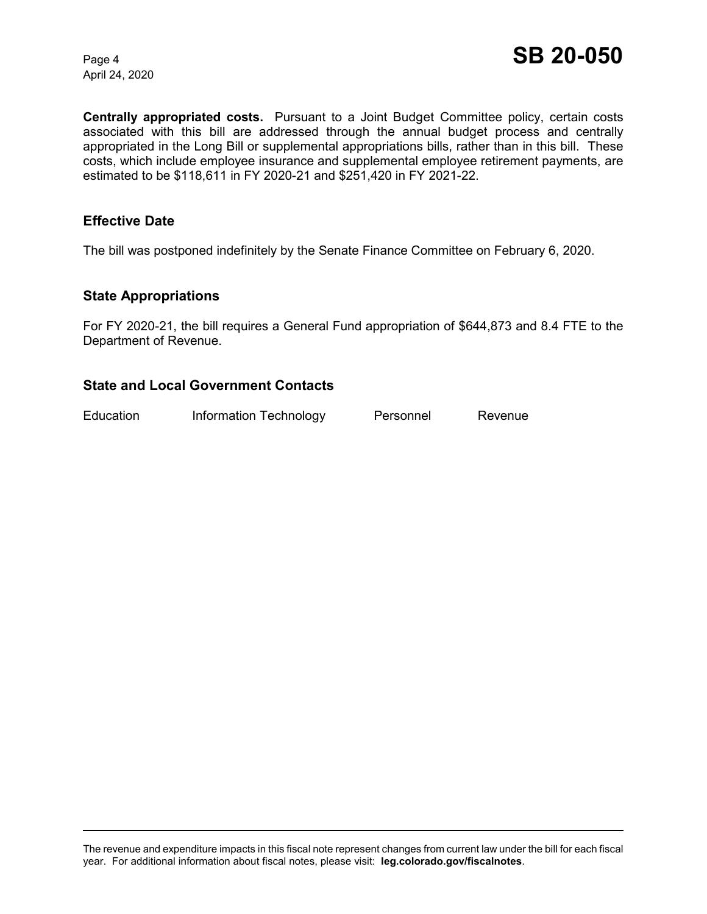**Centrally appropriated costs.** Pursuant to a Joint Budget Committee policy, certain costs associated with this bill are addressed through the annual budget process and centrally appropriated in the Long Bill or supplemental appropriations bills, rather than in this bill. These costs, which include employee insurance and supplemental employee retirement payments, are estimated to be $118,611 in FY 2020-21 and $251,420 in FY 2021-22.

## Effective Date

The bill was postponed indefinitely by the Senate Finance Committee on February 6, 2020.

## State Appropriations

For FY 2020-21, the bill requires a General Fund appropriation of $644,873 and 8.4 FTE to the Department of Revenue.

## State and Local Government Contacts

Education Information Technology Personnel Revenue

The revenue and expenditure impacts in this fiscal note represent changes from current law under the bill for each fiscal year. For additional information about fiscal notes, please visit: **leg.colorado.gov/fiscalnotes**.